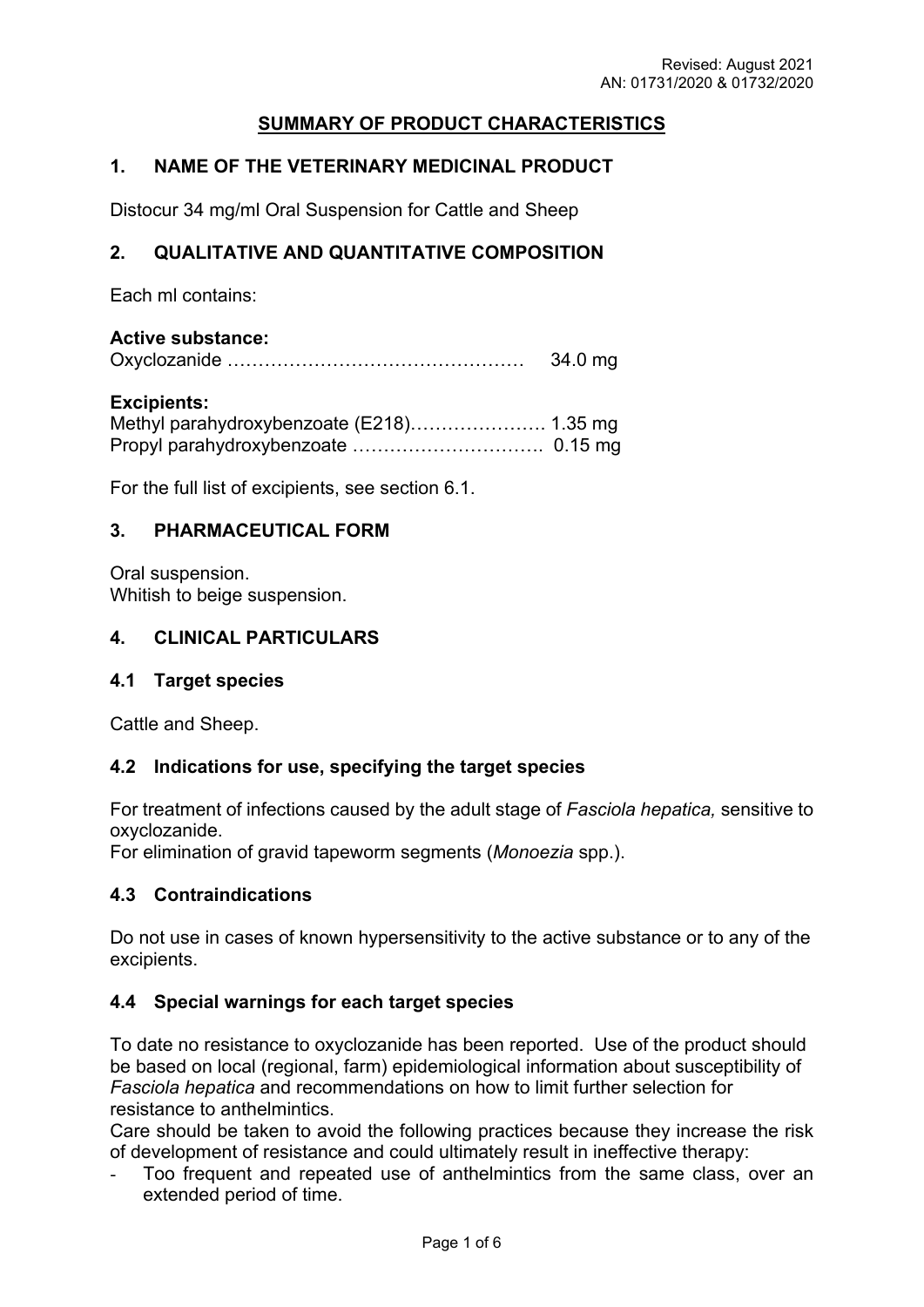Revised: August 2021
AN: 01731/2020 & 01732/2020

# SUMMARY OF PRODUCT CHARACTERISTICS

## 1. NAME OF THE VETERINARY MEDICINAL PRODUCT

Distocur 34 mg/ml Oral Suspension for Cattle and Sheep

## 2. QUALITATIVE AND QUANTITATIVE COMPOSITION

Each ml contains:

**Active substance:**
Oxyclozanide ………………………………………… 34.0 mg

**Excipients:**
Methyl parahydroxybenzoate (E218)…………………. 1.35 mg
Propyl parahydroxybenzoate …………………………. 0.15 mg

For the full list of excipients, see section 6.1.

## 3. PHARMACEUTICAL FORM

Oral suspension.
Whitish to beige suspension.

## 4. CLINICAL PARTICULARS

### 4.1 Target species

Cattle and Sheep.

### 4.2 Indications for use, specifying the target species

For treatment of infections caused by the adult stage of *Fasciola hepatica,* sensitive to oxyclozanide.
For elimination of gravid tapeworm segments (*Monoezia* spp.).

### 4.3 Contraindications

Do not use in cases of known hypersensitivity to the active substance or to any of the excipients.

### 4.4 Special warnings for each target species

To date no resistance to oxyclozanide has been reported. Use of the product should be based on local (regional, farm) epidemiological information about susceptibility of *Fasciola hepatica* and recommendations on how to limit further selection for resistance to anthelmintics.
Care should be taken to avoid the following practices because they increase the risk of development of resistance and could ultimately result in ineffective therapy:

- Too frequent and repeated use of anthelmintics from the same class, over an extended period of time.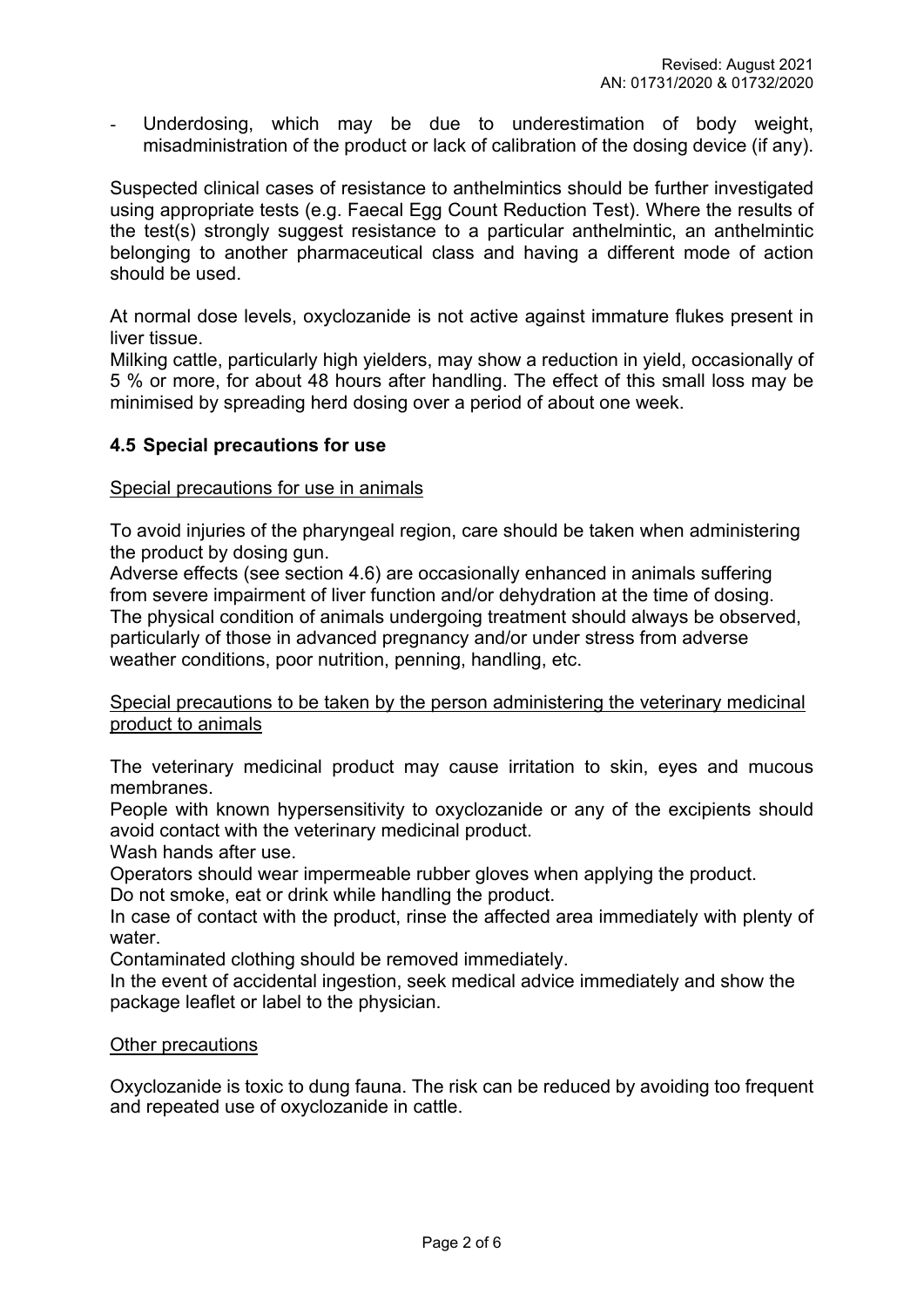- Underdosing, which may be due to underestimation of body weight, misadministration of the product or lack of calibration of the dosing device (if any).

Suspected clinical cases of resistance to anthelmintics should be further investigated using appropriate tests (e.g. Faecal Egg Count Reduction Test). Where the results of the test(s) strongly suggest resistance to a particular anthelmintic, an anthelmintic belonging to another pharmaceutical class and having a different mode of action should be used.

At normal dose levels, oxyclozanide is not active against immature flukes present in liver tissue.
Milking cattle, particularly high yielders, may show a reduction in yield, occasionally of 5 % or more, for about 48 hours after handling. The effect of this small loss may be minimised by spreading herd dosing over a period of about one week.

### 4.5 Special precautions for use

Special precautions for use in animals

To avoid injuries of the pharyngeal region, care should be taken when administering the product by dosing gun.
Adverse effects (see section 4.6) are occasionally enhanced in animals suffering from severe impairment of liver function and/or dehydration at the time of dosing.
The physical condition of animals undergoing treatment should always be observed, particularly of those in advanced pregnancy and/or under stress from adverse weather conditions, poor nutrition, penning, handling, etc.

Special precautions to be taken by the person administering the veterinary medicinal product to animals

The veterinary medicinal product may cause irritation to skin, eyes and mucous membranes.
People with known hypersensitivity to oxyclozanide or any of the excipients should avoid contact with the veterinary medicinal product.
Wash hands after use.
Operators should wear impermeable rubber gloves when applying the product.
Do not smoke, eat or drink while handling the product.
In case of contact with the product, rinse the affected area immediately with plenty of water.
Contaminated clothing should be removed immediately.
In the event of accidental ingestion, seek medical advice immediately and show the package leaflet or label to the physician.

Other precautions

Oxyclozanide is toxic to dung fauna. The risk can be reduced by avoiding too frequent and repeated use of oxyclozanide in cattle.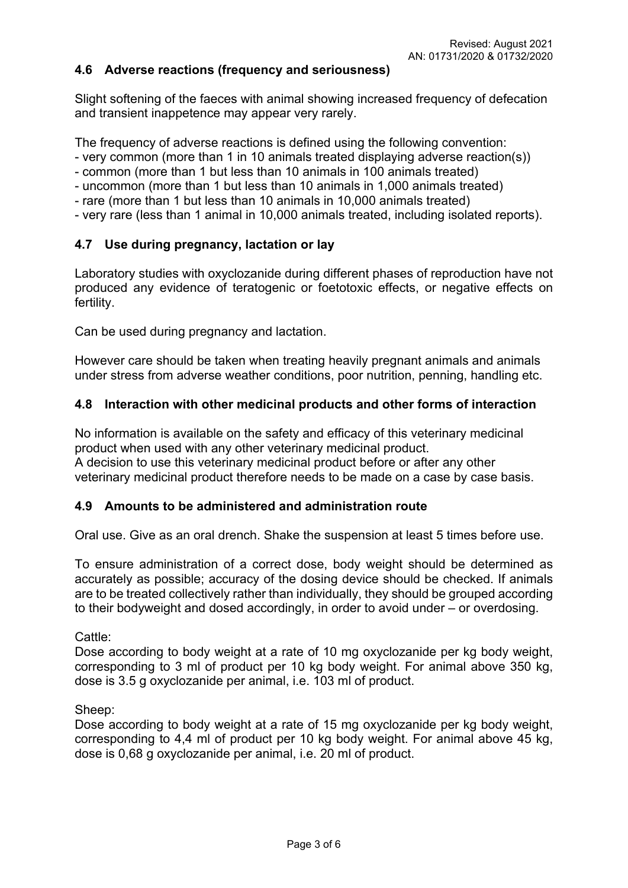### 4.6 Adverse reactions (frequency and seriousness)

Slight softening of the faeces with animal showing increased frequency of defecation and transient inappetence may appear very rarely.

The frequency of adverse reactions is defined using the following convention:
- very common (more than 1 in 10 animals treated displaying adverse reaction(s))
- common (more than 1 but less than 10 animals in 100 animals treated)
- uncommon (more than 1 but less than 10 animals in 1,000 animals treated)
- rare (more than 1 but less than 10 animals in 10,000 animals treated)
- very rare (less than 1 animal in 10,000 animals treated, including isolated reports).

### 4.7 Use during pregnancy, lactation or lay

Laboratory studies with oxyclozanide during different phases of reproduction have not produced any evidence of teratogenic or foetotoxic effects, or negative effects on fertility.

Can be used during pregnancy and lactation.

However care should be taken when treating heavily pregnant animals and animals under stress from adverse weather conditions, poor nutrition, penning, handling etc.

### 4.8 Interaction with other medicinal products and other forms of interaction

No information is available on the safety and efficacy of this veterinary medicinal product when used with any other veterinary medicinal product.
A decision to use this veterinary medicinal product before or after any other veterinary medicinal product therefore needs to be made on a case by case basis.

### 4.9 Amounts to be administered and administration route

Oral use. Give as an oral drench. Shake the suspension at least 5 times before use.

To ensure administration of a correct dose, body weight should be determined as accurately as possible; accuracy of the dosing device should be checked. If animals are to be treated collectively rather than individually, they should be grouped according to their bodyweight and dosed accordingly, in order to avoid under – or overdosing.

Cattle:
Dose according to body weight at a rate of 10 mg oxyclozanide per kg body weight, corresponding to 3 ml of product per 10 kg body weight. For animal above 350 kg, dose is 3.5 g oxyclozanide per animal, i.e. 103 ml of product.

Sheep:
Dose according to body weight at a rate of 15 mg oxyclozanide per kg body weight, corresponding to 4,4 ml of product per 10 kg body weight. For animal above 45 kg, dose is 0,68 g oxyclozanide per animal, i.e. 20 ml of product.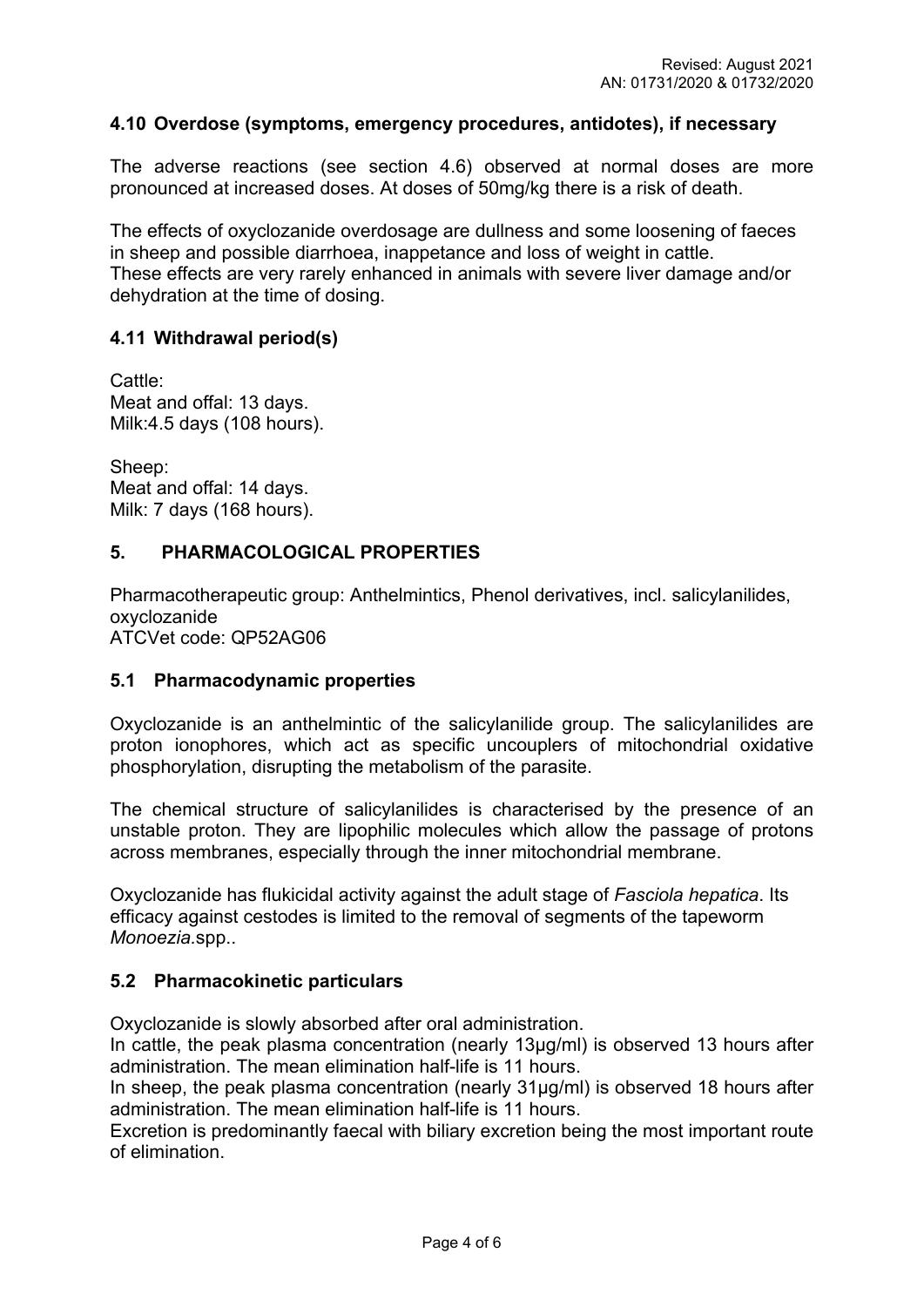## 4.10 Overdose (symptoms, emergency procedures, antidotes), if necessary

The adverse reactions (see section 4.6) observed at normal doses are more pronounced at increased doses. At doses of 50mg/kg there is a risk of death.

The effects of oxyclozanide overdosage are dullness and some loosening of faeces in sheep and possible diarrhoea, inappetance and loss of weight in cattle.
These effects are very rarely enhanced in animals with severe liver damage and/or dehydration at the time of dosing.

## 4.11 Withdrawal period(s)

Cattle:
Meat and offal: 13 days.
Milk:4.5 days (108 hours).

Sheep:
Meat and offal: 14 days.
Milk: 7 days (168 hours).

# 5. PHARMACOLOGICAL PROPERTIES

Pharmacotherapeutic group: Anthelmintics, Phenol derivatives, incl. salicylanilides, oxyclozanide
ATCVet code: QP52AG06

## 5.1 Pharmacodynamic properties

Oxyclozanide is an anthelmintic of the salicylanilide group. The salicylanilides are proton ionophores, which act as specific uncouplers of mitochondrial oxidative phosphorylation, disrupting the metabolism of the parasite.

The chemical structure of salicylanilides is characterised by the presence of an unstable proton. They are lipophilic molecules which allow the passage of protons across membranes, especially through the inner mitochondrial membrane.

Oxyclozanide has flukicidal activity against the adult stage of *Fasciola hepatica*. Its efficacy against cestodes is limited to the removal of segments of the tapeworm *Monoezia*.spp..

## 5.2 Pharmacokinetic particulars

Oxyclozanide is slowly absorbed after oral administration.
In cattle, the peak plasma concentration (nearly 13µg/ml) is observed 13 hours after administration. The mean elimination half-life is 11 hours.
In sheep, the peak plasma concentration (nearly 31µg/ml) is observed 18 hours after administration. The mean elimination half-life is 11 hours.
Excretion is predominantly faecal with biliary excretion being the most important route of elimination.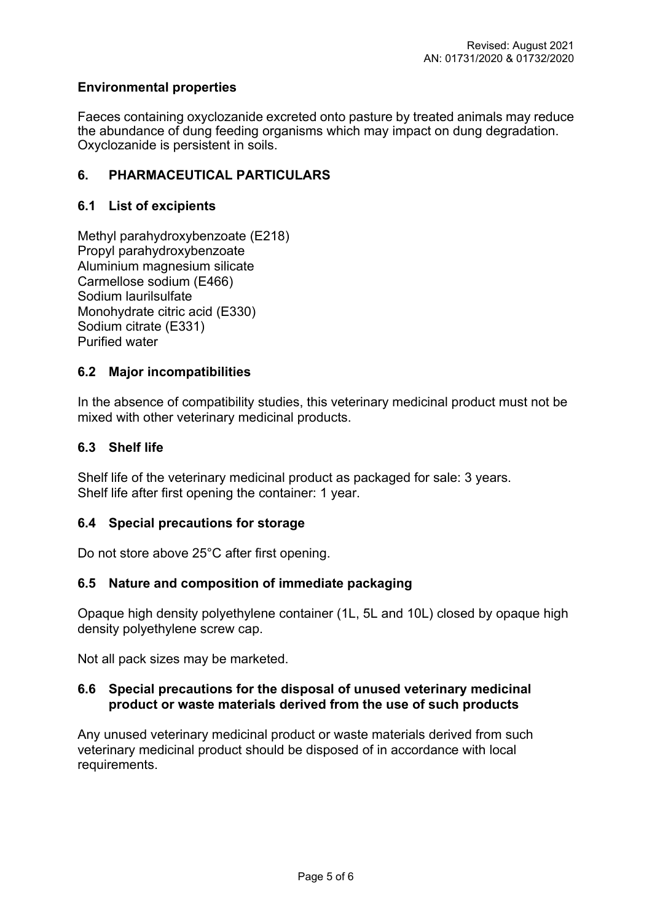**Environmental properties**

Faeces containing oxyclozanide excreted onto pasture by treated animals may reduce the abundance of dung feeding organisms which may impact on dung degradation. Oxyclozanide is persistent in soils.

## 6. PHARMACEUTICAL PARTICULARS

### 6.1 List of excipients

Methyl parahydroxybenzoate (E218)
Propyl parahydroxybenzoate
Aluminium magnesium silicate
Carmellose sodium (E466)
Sodium laurilsulfate
Monohydrate citric acid (E330)
Sodium citrate (E331)
Purified water

### 6.2 Major incompatibilities

In the absence of compatibility studies, this veterinary medicinal product must not be mixed with other veterinary medicinal products.

### 6.3 Shelf life

Shelf life of the veterinary medicinal product as packaged for sale: 3 years.
Shelf life after first opening the container: 1 year.

### 6.4 Special precautions for storage

Do not store above 25°C after first opening.

### 6.5 Nature and composition of immediate packaging

Opaque high density polyethylene container (1L, 5L and 10L) closed by opaque high density polyethylene screw cap.

Not all pack sizes may be marketed.

### 6.6 Special precautions for the disposal of unused veterinary medicinal product or waste materials derived from the use of such products

Any unused veterinary medicinal product or waste materials derived from such veterinary medicinal product should be disposed of in accordance with local requirements.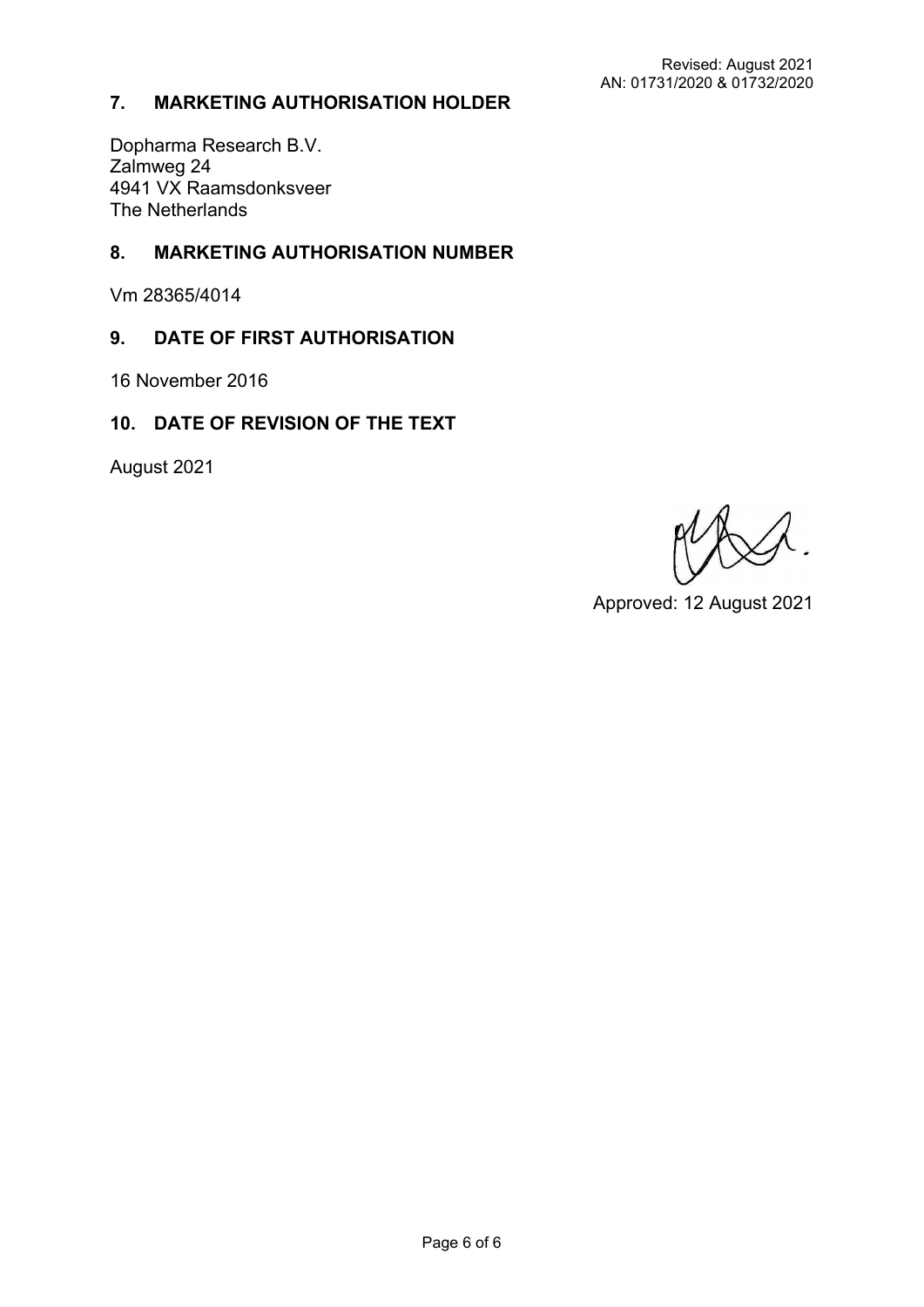Revised: August 2021
AN: 01731/2020 & 01732/2020

## 7. MARKETING AUTHORISATION HOLDER

Dopharma Research B.V.
Zalmweg 24
4941 VX Raamsdonksveer
The Netherlands

## 8. MARKETING AUTHORISATION NUMBER

Vm 28365/4014

## 9. DATE OF FIRST AUTHORISATION

16 November 2016

## 10. DATE OF REVISION OF THE TEXT

August 2021

Approved: 12 August 2021